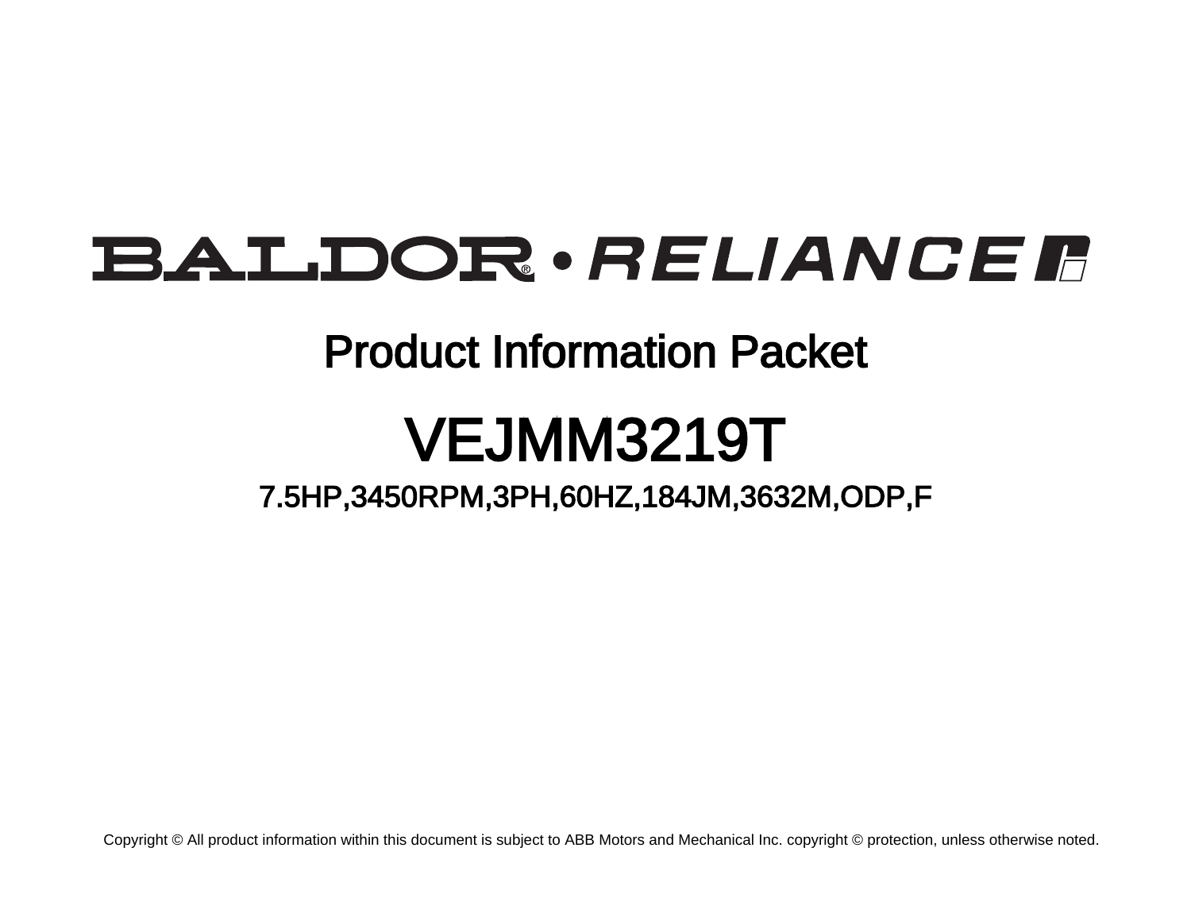# BALDOR • RELIANCE

## Product Information Packet

# VEJMM3219T

### 7.5HP,3450RPM,3PH,60HZ,184JM,3632M,ODP,F

Copyright © All product information within this document is subject to ABB Motors and Mechanical Inc. copyright © protection, unless otherwise noted.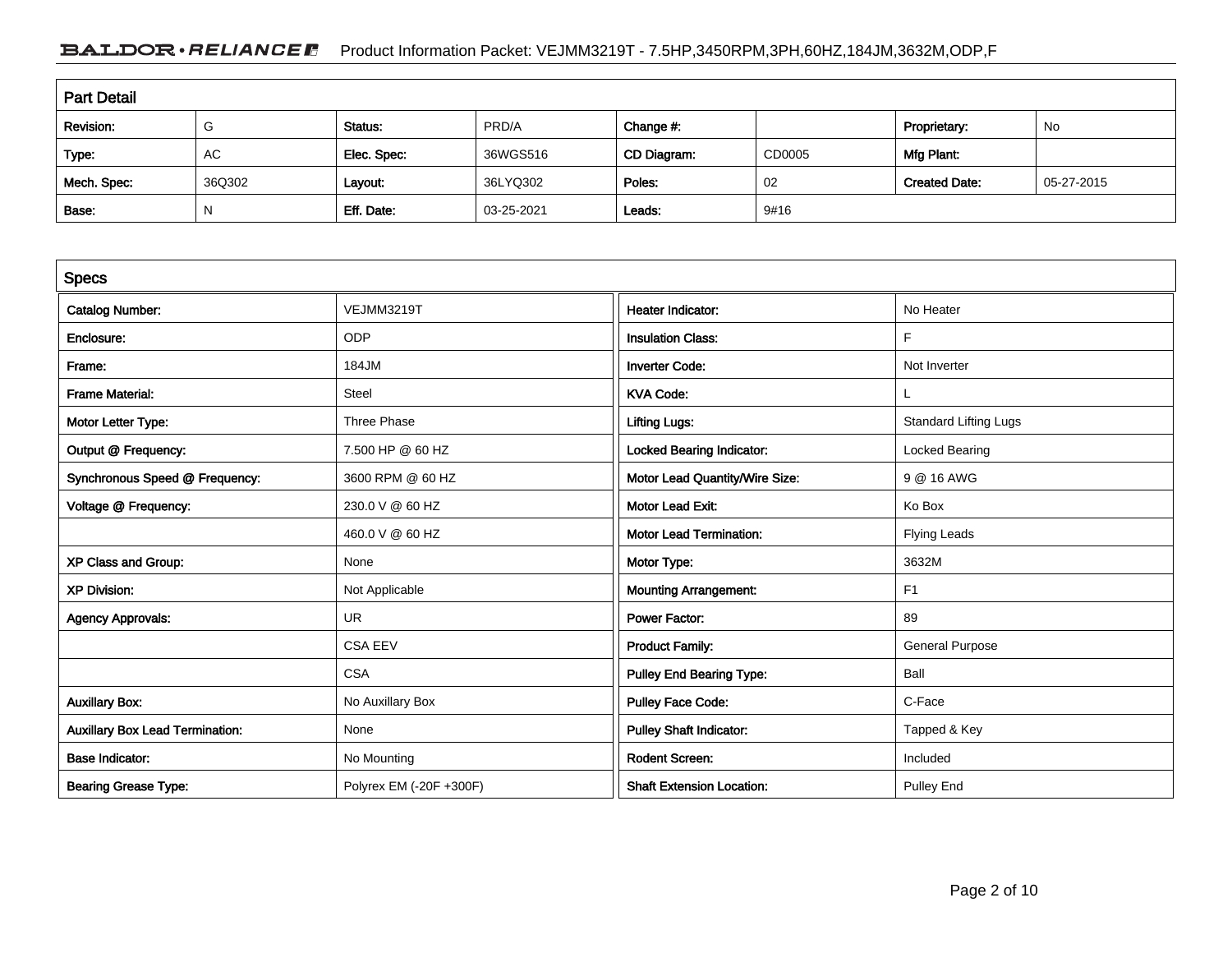## Part Detail

| Revision: | G | Status: | PRD/A | Change #: | | Proprietary: | No |
|---|---|---|---|---|---|---|---|
| Type: | AC | Elec. Spec: | 36WGS516 | CD Diagram: | CD0005 | Mfg Plant: | |
| Mech. Spec: | 36Q302 | Layout: | 36LYQ302 | Poles: | 02 | Created Date: | 05-27-2015 |
| Base: | N | Eff. Date: | 03-25-2021 | Leads: | 9#16 | | |

## Specs

| | | | |
|---|---|---|---|
| Catalog Number: | VEJMM3219T | Heater Indicator: | No Heater |
| Enclosure: | ODP | Insulation Class: | F |
| Frame: | 184JM | Inverter Code: | Not Inverter |
| Frame Material: | Steel | KVA Code: | L |
| Motor Letter Type: | Three Phase | Lifting Lugs: | Standard Lifting Lugs |
| Output @ Frequency: | 7.500 HP @ 60 HZ | Locked Bearing Indicator: | Locked Bearing |
| Synchronous Speed @ Frequency: | 3600 RPM @ 60 HZ | Motor Lead Quantity/Wire Size: | 9 @ 16 AWG |
| Voltage @ Frequency: | 230.0 V @ 60 HZ | Motor Lead Exit: | Ko Box |
| | 460.0 V @ 60 HZ | Motor Lead Termination: | Flying Leads |
| XP Class and Group: | None | Motor Type: | 3632M |
| XP Division: | Not Applicable | Mounting Arrangement: | F1 |
| Agency Approvals: | UR | Power Factor: | 89 |
| | CSA EEV | Product Family: | General Purpose |
| | CSA | Pulley End Bearing Type: | Ball |
| Auxillary Box: | No Auxillary Box | Pulley Face Code: | C-Face |
| Auxillary Box Lead Termination: | None | Pulley Shaft Indicator: | Tapped & Key |
| Base Indicator: | No Mounting | Rodent Screen: | Included |
| Bearing Grease Type: | Polyrex EM (-20F +300F) | Shaft Extension Location: | Pulley End |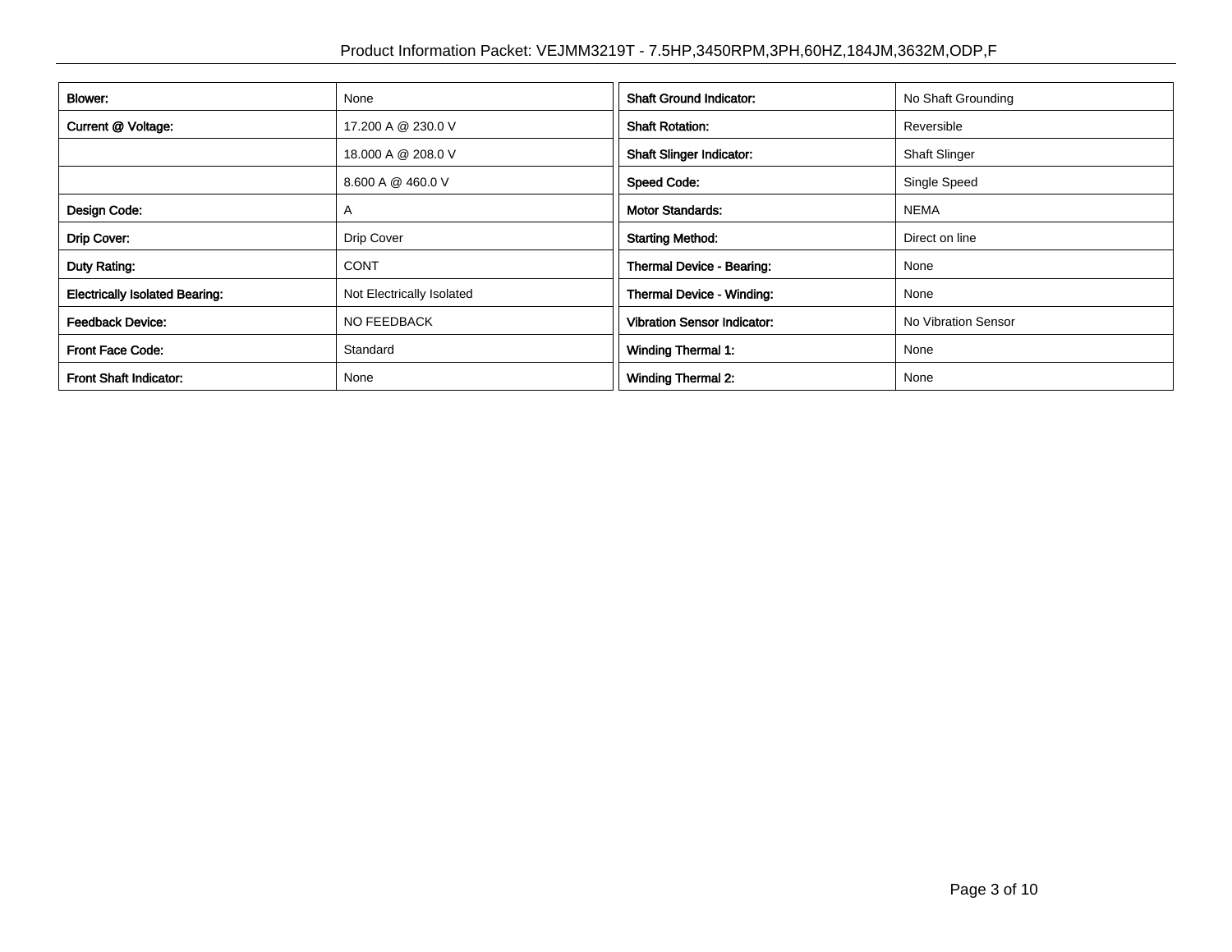| Blower: | None | Shaft Ground Indicator: | No Shaft Grounding |
|---|---|---|---|
| Current @ Voltage: | 17.200 A @ 230.0 V | Shaft Rotation: | Reversible |
| | 18.000 A @ 208.0 V | Shaft Slinger Indicator: | Shaft Slinger |
| | 8.600 A @ 460.0 V | Speed Code: | Single Speed |
| Design Code: | A | Motor Standards: | NEMA |
| Drip Cover: | Drip Cover | Starting Method: | Direct on line |
| Duty Rating: | CONT | Thermal Device - Bearing: | None |
| Electrically Isolated Bearing: | Not Electrically Isolated | Thermal Device - Winding: | None |
| Feedback Device: | NO FEEDBACK | Vibration Sensor Indicator: | No Vibration Sensor |
| Front Face Code: | Standard | Winding Thermal 1: | None |
| Front Shaft Indicator: | None | Winding Thermal 2: | None |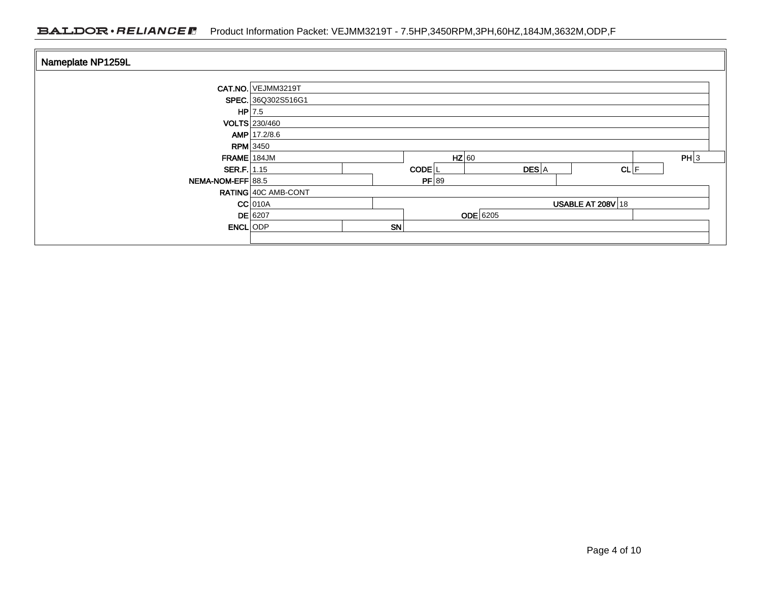## Nameplate NP1259L

| | | | | | | | | |
|---|---|---|---|---|---|---|---|---|
| **CAT.NO.** | VEJMM3219T | | | | | | | |
| **SPEC.** | 36Q302S516G1 | | | | | | | |
| **HP** | 7.5 | | | | | | | |
| **VOLTS** | 230/460 | | | | | | | |
| **AMP** | 17.2/8.6 | | | | | | | |
| **RPM** | 3450 | | | | | | | |
| **FRAME** | 184JM | **HZ** | 60 | | | | **PH** | 3 |
| **SER.F.** | 1.15 | **CODE** | L | **DES** | A | | **CL** | F |
| **NEMA-NOM-EFF** | 88.5 | **PF** | 89 | | | | | |
| **RATING** | 40C AMB-CONT | | | | | | | |
| **CC** | 010A | | | | **USABLE AT 208V** | 18 | | |
| **DE** | 6207 | **ODE** | 6205 | | | | | |
| **ENCL** | ODP | **SN** | | | | | | |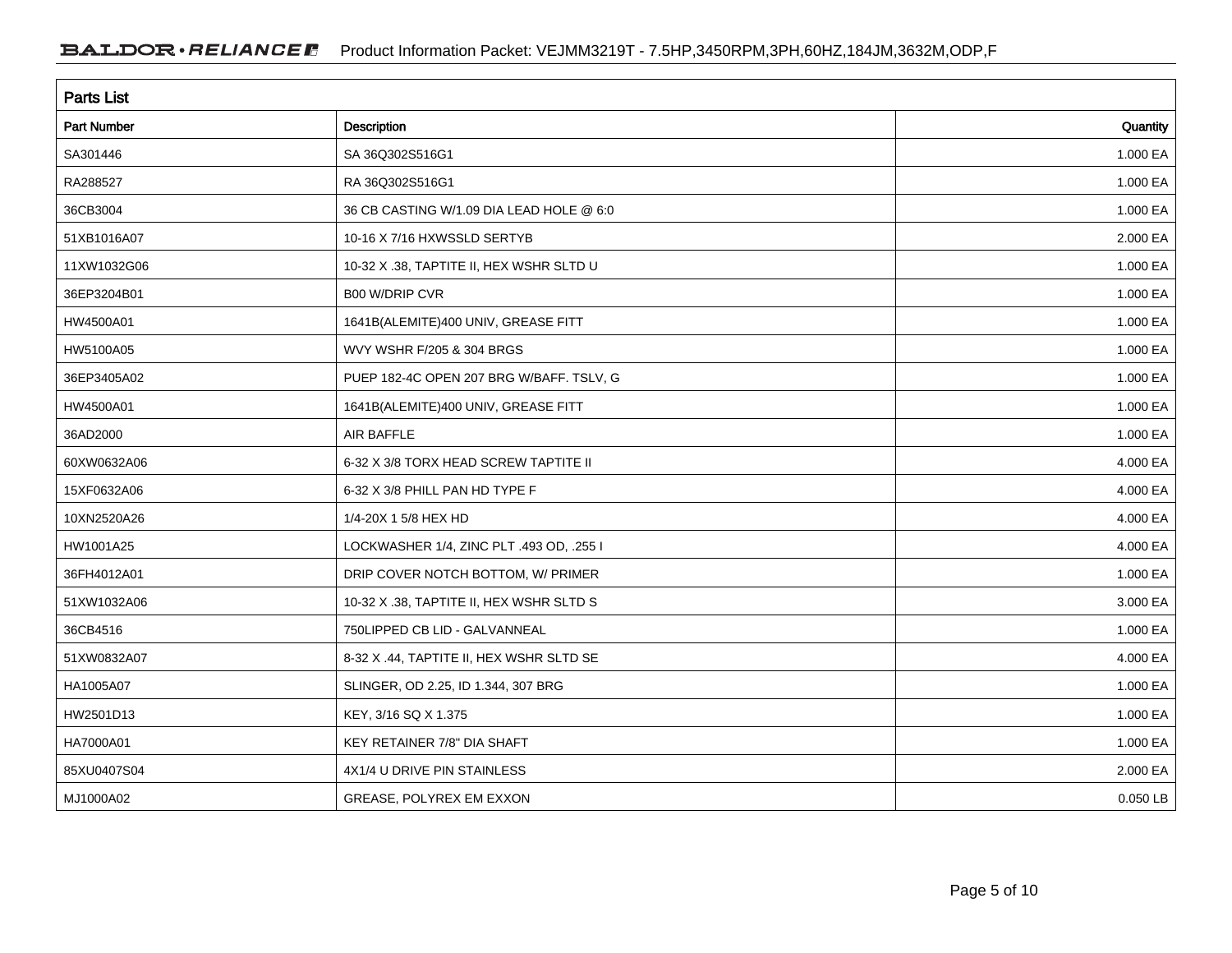## Parts List

| Part Number | Description | Quantity |
|---|---|---|
| SA301446 | SA 36Q302S516G1 | 1.000 EA |
| RA288527 | RA 36Q302S516G1 | 1.000 EA |
| 36CB3004 | 36 CB CASTING W/1.09 DIA LEAD HOLE @ 6:0 | 1.000 EA |
| 51XB1016A07 | 10-16 X 7/16 HXWSSLD SERTYB | 2.000 EA |
| 11XW1032G06 | 10-32 X .38, TAPTITE II, HEX WSHR SLTD U | 1.000 EA |
| 36EP3204B01 | B00 W/DRIP CVR | 1.000 EA |
| HW4500A01 | 1641B(ALEMITE)400 UNIV, GREASE FITT | 1.000 EA |
| HW5100A05 | WVY WSHR F/205 & 304 BRGS | 1.000 EA |
| 36EP3405A02 | PUEP 182-4C OPEN 207 BRG W/BAFF. TSLV, G | 1.000 EA |
| HW4500A01 | 1641B(ALEMITE)400 UNIV, GREASE FITT | 1.000 EA |
| 36AD2000 | AIR BAFFLE | 1.000 EA |
| 60XW0632A06 | 6-32 X 3/8 TORX HEAD SCREW TAPTITE II | 4.000 EA |
| 15XF0632A06 | 6-32 X 3/8 PHILL PAN HD TYPE F | 4.000 EA |
| 10XN2520A26 | 1/4-20X 1 5/8 HEX HD | 4.000 EA |
| HW1001A25 | LOCKWASHER 1/4, ZINC PLT .493 OD, .255 I | 4.000 EA |
| 36FH4012A01 | DRIP COVER NOTCH BOTTOM, W/ PRIMER | 1.000 EA |
| 51XW1032A06 | 10-32 X .38, TAPTITE II, HEX WSHR SLTD S | 3.000 EA |
| 36CB4516 | 750LIPPED CB LID - GALVANNEAL | 1.000 EA |
| 51XW0832A07 | 8-32 X .44, TAPTITE II, HEX WSHR SLTD SE | 4.000 EA |
| HA1005A07 | SLINGER, OD 2.25, ID 1.344, 307 BRG | 1.000 EA |
| HW2501D13 | KEY, 3/16 SQ X 1.375 | 1.000 EA |
| HA7000A01 | KEY RETAINER 7/8" DIA SHAFT | 1.000 EA |
| 85XU0407S04 | 4X1/4 U DRIVE PIN STAINLESS | 2.000 EA |
| MJ1000A02 | GREASE, POLYREX EM EXXON | 0.050 LB |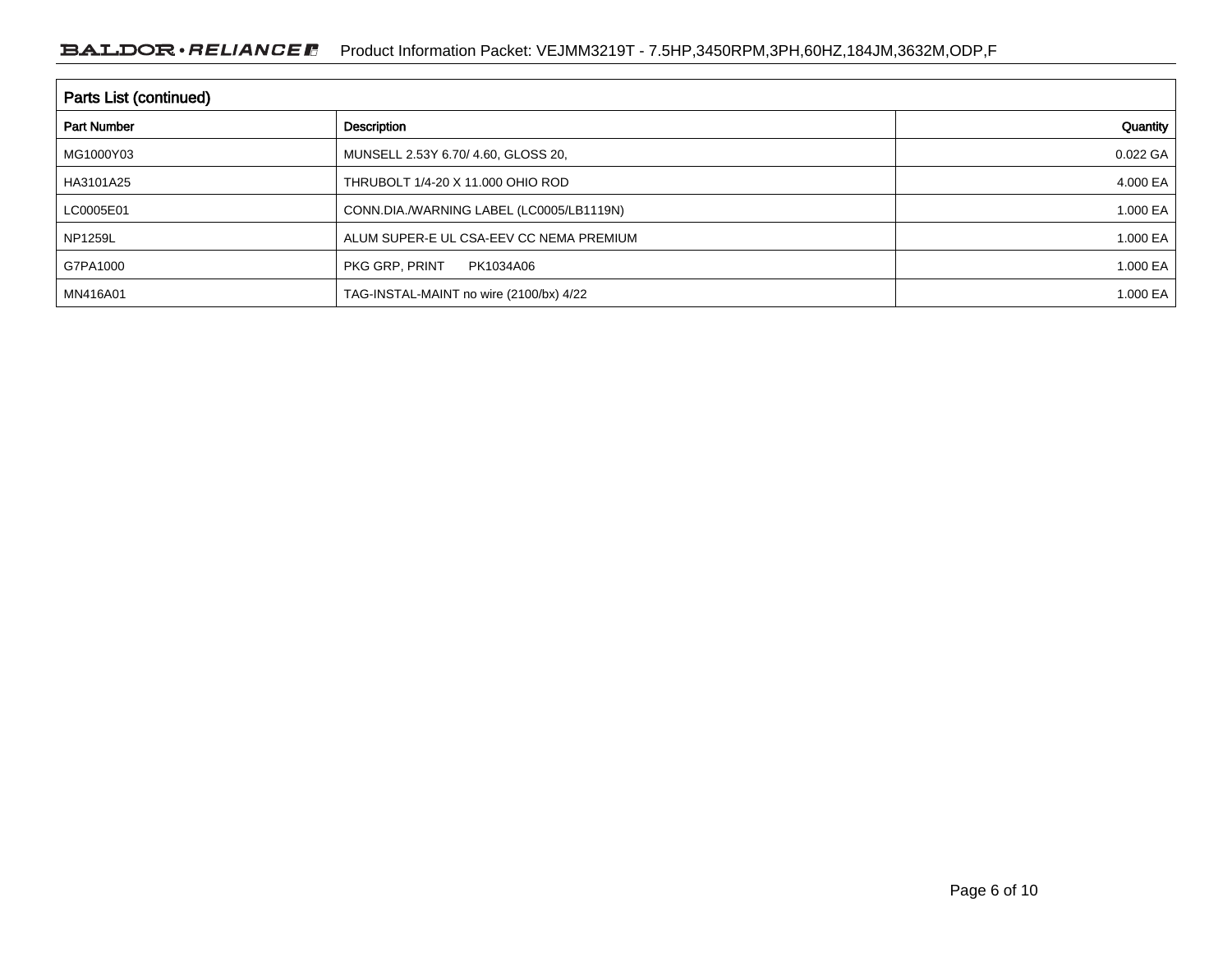## Parts List (continued)

| Part Number | Description | Quantity |
|---|---|---|
| MG1000Y03 | MUNSELL 2.53Y 6.70/ 4.60, GLOSS 20, | 0.022 GA |
| HA3101A25 | THRUBOLT 1/4-20 X 11.000 OHIO ROD | 4.000 EA |
| LC0005E01 | CONN.DIA./WARNING LABEL (LC0005/LB1119N) | 1.000 EA |
| NP1259L | ALUM SUPER-E UL CSA-EEV CC NEMA PREMIUM | 1.000 EA |
| G7PA1000 | PKG GRP, PRINT PK1034A06 | 1.000 EA |
| MN416A01 | TAG-INSTAL-MAINT no wire (2100/bx) 4/22 | 1.000 EA |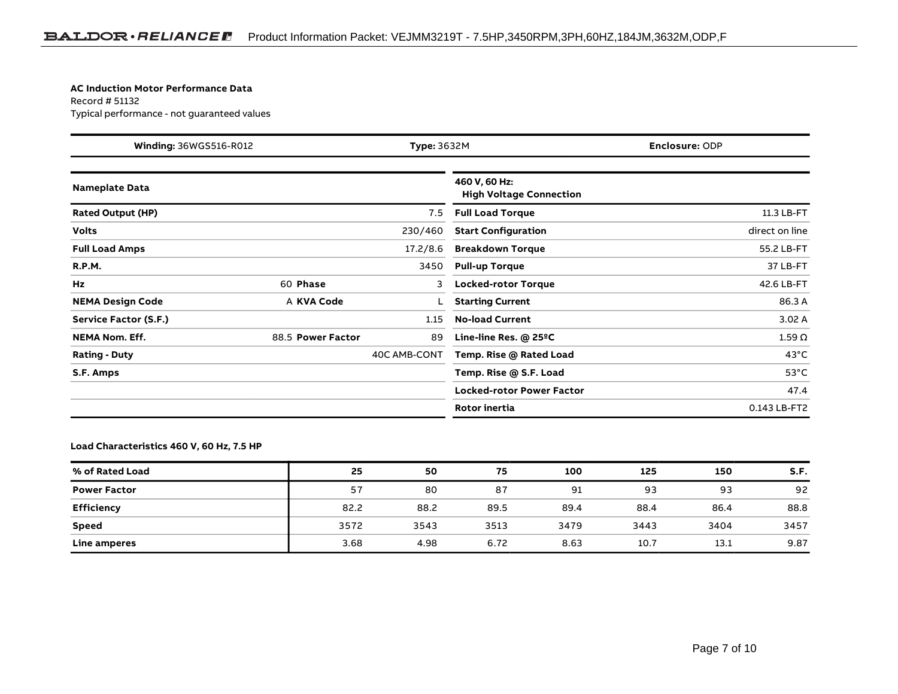**AC Induction Motor Performance Data**
Record # 51132
Typical performance - not guaranteed values

| **Winding:** 36WGS516-R012 | **Type:** 3632M | **Enclosure:** ODP |
|---|---|---|

| **Nameplate Data** | | | | **460 V, 60 Hz: High Voltage Connection** | |
|---|---|---|---|---|---|
| **Rated Output (HP)** | | | 7.5 | **Full Load Torque** | 11.3 LB-FT |
| **Volts** | | | 230/460 | **Start Configuration** | direct on line |
| **Full Load Amps** | | | 17.2/8.6 | **Breakdown Torque** | 55.2 LB-FT |
| **R.P.M.** | | | 3450 | **Pull-up Torque** | 37 LB-FT |
| **Hz** | 60 | **Phase** | 3 | **Locked-rotor Torque** | 42.6 LB-FT |
| **NEMA Design Code** | A | **KVA Code** | L | **Starting Current** | 86.3 A |
| **Service Factor (S.F.)** | | | 1.15 | **No-load Current** | 3.02 A |
| **NEMA Nom. Eff.** | 88.5 | **Power Factor** | 89 | **Line-line Res. @ 25ºC** | 1.59 Ω |
| **Rating - Duty** | | | 40C AMB-CONT | **Temp. Rise @ Rated Load** | 43°C |
| **S.F. Amps** | | | | **Temp. Rise @ S.F. Load** | 53°C |
| | | | | **Locked-rotor Power Factor** | 47.4 |
| | | | | **Rotor inertia** | 0.143 LB-FT2 |

**Load Characteristics 460 V, 60 Hz, 7.5 HP**

| **% of Rated Load** | **25** | **50** | **75** | **100** | **125** | **150** | **S.F.** |
|---|---|---|---|---|---|---|---|
| **Power Factor** | 57 | 80 | 87 | 91 | 93 | 93 | 92 |
| **Efficiency** | 82.2 | 88.2 | 89.5 | 89.4 | 88.4 | 86.4 | 88.8 |
| **Speed** | 3572 | 3543 | 3513 | 3479 | 3443 | 3404 | 3457 |
| **Line amperes** | 3.68 | 4.98 | 6.72 | 8.63 | 10.7 | 13.1 | 9.87 |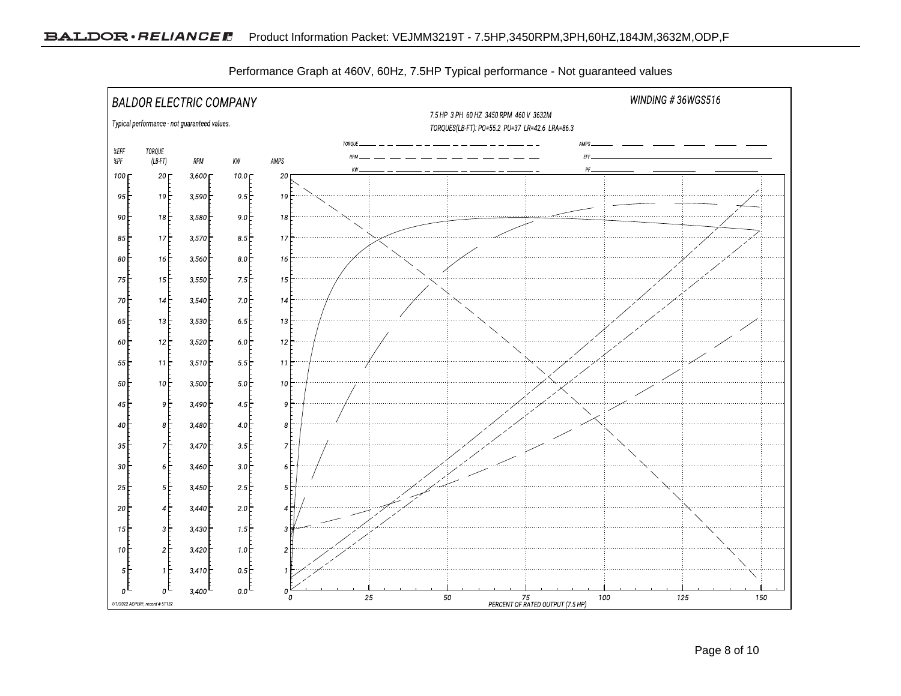Performance Graph at 460V, 60Hz, 7.5HP Typical performance - Not guaranteed values

BALDOR ELECTRIC COMPANY

WINDING # 36WGS516

Typical performance - not guaranteed values.

7.5 HP 3 PH 60 HZ 3450 RPM 460 V 3632M

TORQUES(LB-FT): PO=55.2 PU=37 LR=42.6 LRA=86.3

TORQUE, RPM, KW, AMPS, EFF, PF

| %EFF %PF | TORQUE (LB-FT) | RPM | KW | AMPS |
|---|---|---|---|---|
| 100 | 20 | 3,600 | 10.0 | 20 |
| 95 | 19 | 3,590 | 9.5 | 19 |
| 90 | 18 | 3,580 | 9.0 | 18 |
| 85 | 17 | 3,570 | 8.5 | 17 |
| 80 | 16 | 3,560 | 8.0 | 16 |
| 75 | 15 | 3,550 | 7.5 | 15 |
| 70 | 14 | 3,540 | 7.0 | 14 |
| 65 | 13 | 3,530 | 6.5 | 13 |
| 60 | 12 | 3,520 | 6.0 | 12 |
| 55 | 11 | 3,510 | 5.5 | 11 |
| 50 | 10 | 3,500 | 5.0 | 10 |
| 45 | 9 | 3,490 | 4.5 | 9 |
| 40 | 8 | 3,480 | 4.0 | 8 |
| 35 | 7 | 3,470 | 3.5 | 7 |
| 30 | 6 | 3,460 | 3.0 | 6 |
| 25 | 5 | 3,450 | 2.5 | 5 |
| 20 | 4 | 3,440 | 2.0 | 4 |
| 15 | 3 | 3,430 | 1.5 | 3 |
| 10 | 2 | 3,420 | 1.0 | 2 |
| 5 | 1 | 3,410 | 0.5 | 1 |
| 0 | 0 | 3,400 | 0.0 | 0 |

PERCENT OF RATED OUTPUT (7.5 HP): 0, 25, 50, 75, 100, 125, 150

7/1/2022 ACPERF, record # 51132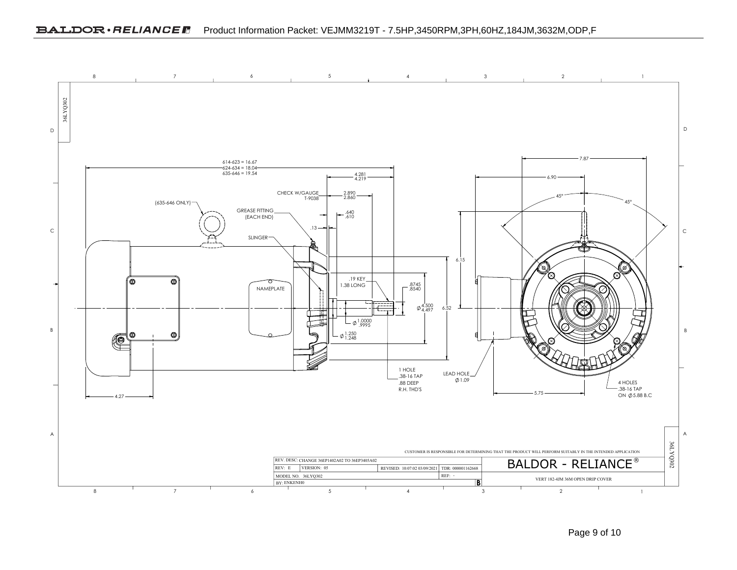36LYQ302

614-623 = 16.67
624-634 = 18.04
635-646 = 19.54

4.281
4.219

CHECK W/GAUGE T-9038

2.890
2.860

(635-646 ONLY)

GREASE FITTING (EACH END)

.640
.610

.13

SLINGER

.19 KEY 1.38 LONG

.8745
.8540

NAMEPLATE

$\phi$ 4.500 / 4.497

6.52

6.15

$\phi$ 1.0000 / .9995

$\phi$ 1.250 / 1.248

1 HOLE .38-16 TAP .88 DEEP R.H. THD'S

LEAD HOLE $\phi$ 1.09

4.27

7.87

6.90

45°

45°

5.75

4 HOLES .38-16 TAP ON $\phi$ 5.88 B.C

CUSTOMER IS RESPONSIBLE FOR DETERMINING THAT THE PRODUCT WILL PERFORM SUITABLY IN THE INTENDED APPLICATION

| REV. DESC: CHANGE 36EP1402A02 TO 36EP3405A02 | | | |
|---|---|---|---|
| REV: E | VERSION: 05 | REVISED: 10:07:02 03/09/2021 | TDR: 000001162668 |
| MODEL NO. 36LYQ302 | | | REF: - |
| BY: ENKENH0 | | | B |

BALDOR - RELIANCE®

VERT 182-4JM 36M OPEN DRIP COVER

36LYQ302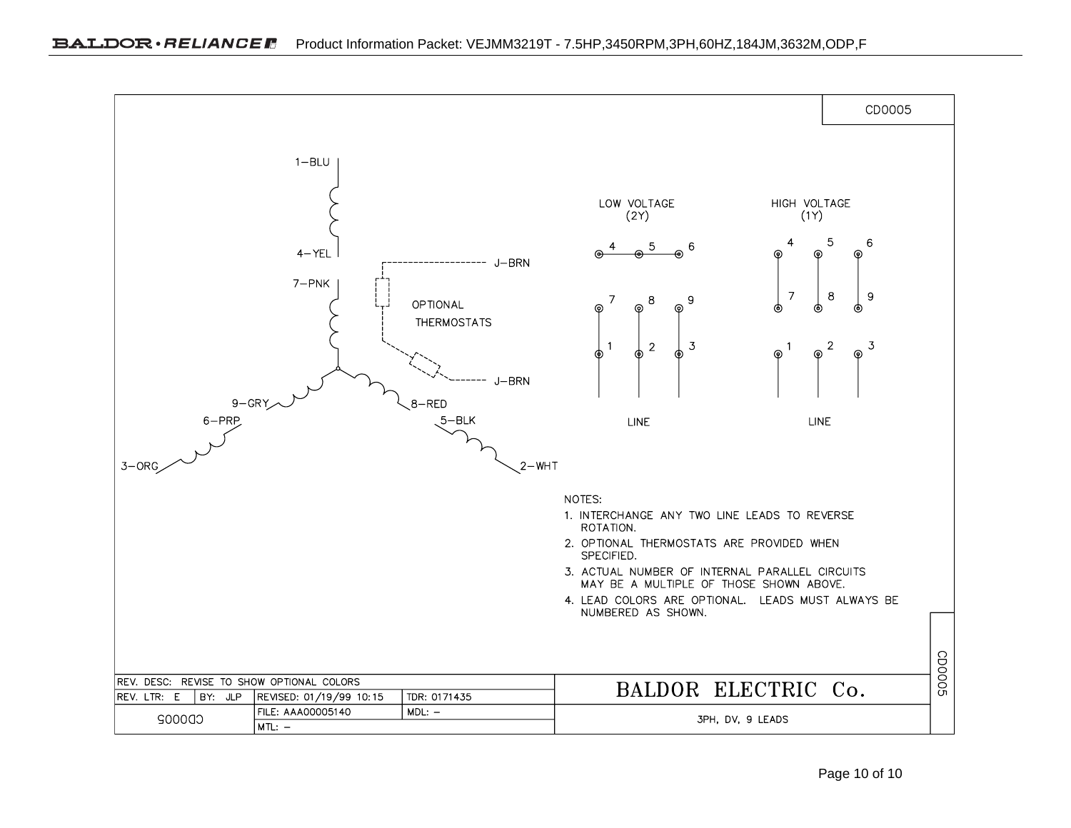CD0005

1–BLU

4–YEL

7–PNK

9–GRY

8–RED

6–PRP

5–BLK

3–ORG

2–WHT

J–BRN

OPTIONAL THERMOSTATS

J–BRN

LOW VOLTAGE (2Y)

4 5 6

7 8 9

1 2 3

LINE

HIGH VOLTAGE (1Y)

4 5 6

7 8 9

1 2 3

LINE

NOTES:

1. INTERCHANGE ANY TWO LINE LEADS TO REVERSE ROTATION.
2. OPTIONAL THERMOSTATS ARE PROVIDED WHEN SPECIFIED.
3. ACTUAL NUMBER OF INTERNAL PARALLEL CIRCUITS MAY BE A MULTIPLE OF THOSE SHOWN ABOVE.
4. LEAD COLORS ARE OPTIONAL. LEADS MUST ALWAYS BE NUMBERED AS SHOWN.

| | | | | |
|---|---|---|---|---|
| REV. DESC: REVISE TO SHOW OPTIONAL COLORS | | | | BALDOR ELECTRIC Co. |
| REV. LTR: E | BY: JLP | REVISED: 01/19/99 10:15 | TDR: 0171435 | |
| CD0005 | | FILE: AAA00005140 | MDL: – | 3PH, DV, 9 LEADS |
| | | MTL: – | | |

CD0005